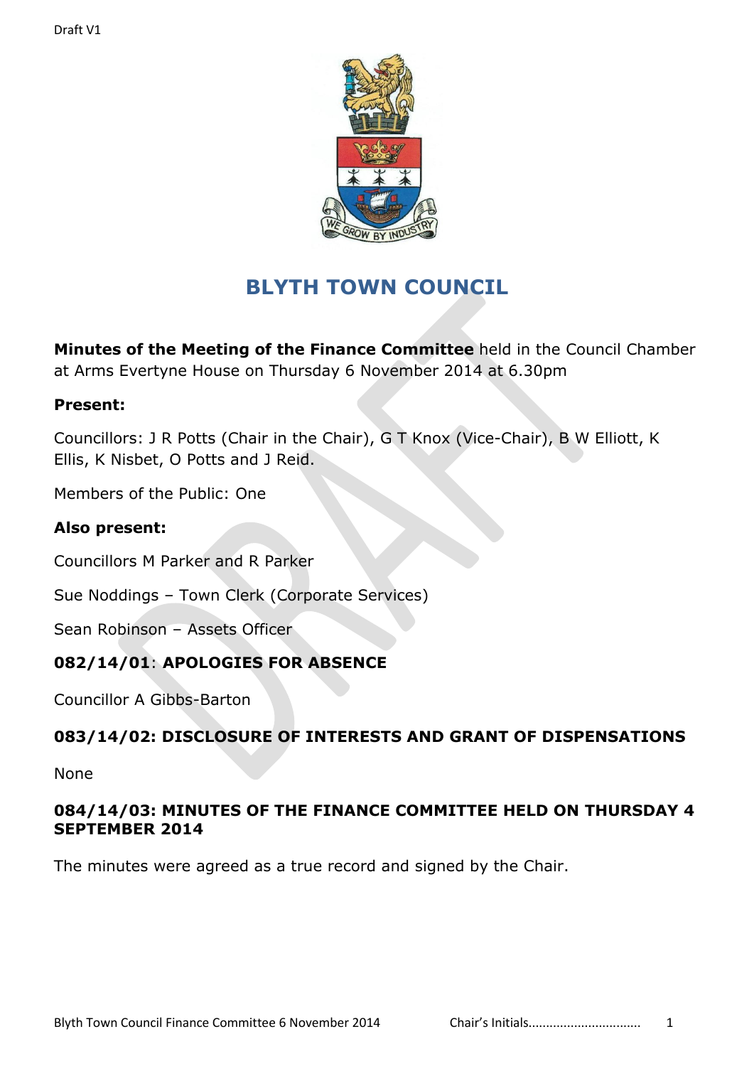Draft V1

# BLYTH TOWN COUNCIL

**Minutes of the Meeting of the Finance Committee** held in the Council Chamber at Arms Evertyne House on Thursday 6 November 2014 at 6.30pm

**Present:**

Councillors: J R Potts (Chair in the Chair), G T Knox (Vice-Chair), B W Elliott, K Ellis, K Nisbet, O Potts and J Reid.

Members of the Public: One

**Also present:**

Councillors M Parker and R Parker

Sue Noddings – Town Clerk (Corporate Services)

Sean Robinson – Assets Officer

## 082/14/01: APOLOGIES FOR ABSENCE

Councillor A Gibbs-Barton

## 083/14/02: DISCLOSURE OF INTERESTS AND GRANT OF DISPENSATIONS

None

## 084/14/03: MINUTES OF THE FINANCE COMMITTEE HELD ON THURSDAY 4 SEPTEMBER 2014

The minutes were agreed as a true record and signed by the Chair.

Chair's Initials...............................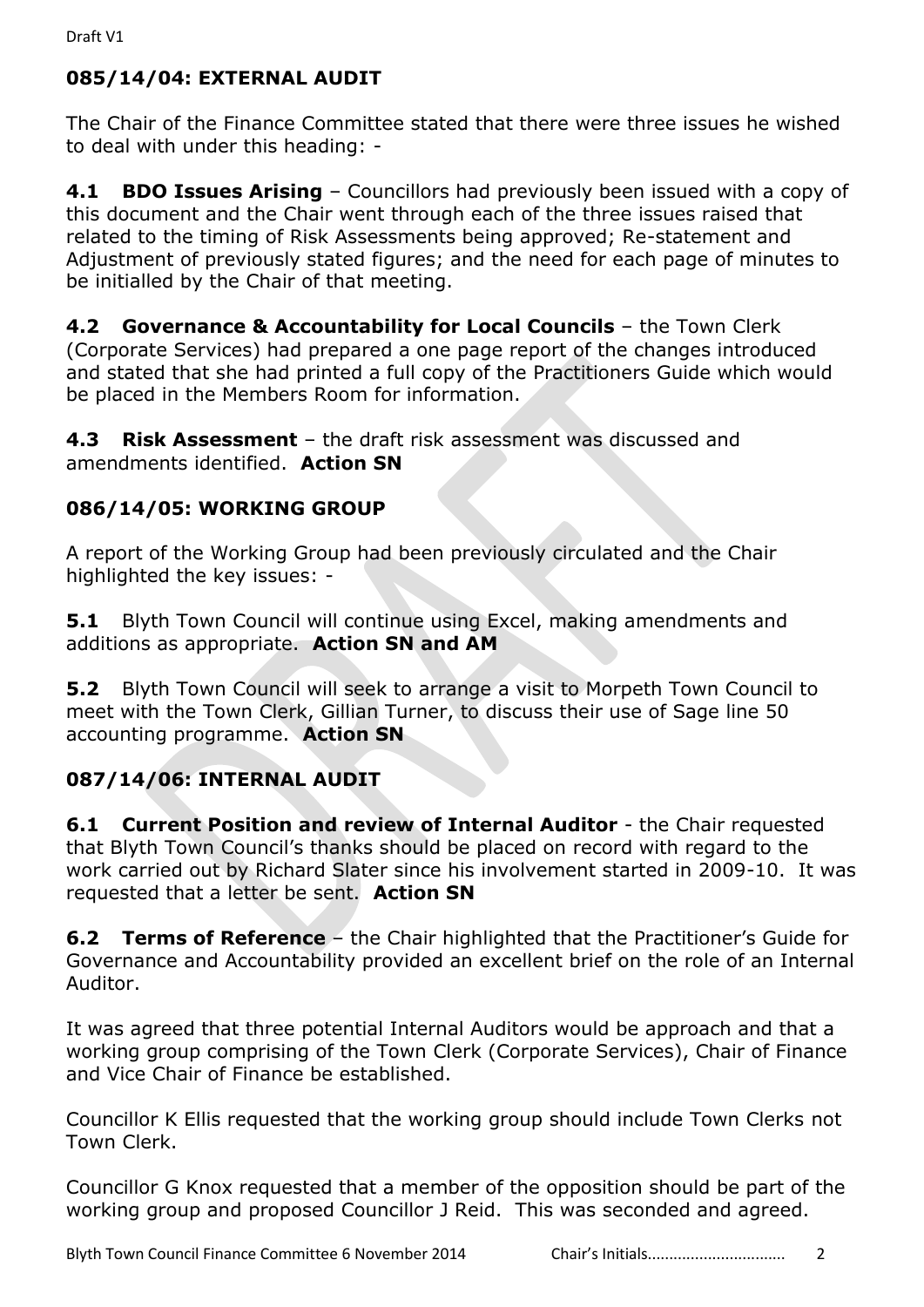## 085/14/04: EXTERNAL AUDIT

The Chair of the Finance Committee stated that there were three issues he wished to deal with under this heading: -

**4.1 BDO Issues Arising** – Councillors had previously been issued with a copy of this document and the Chair went through each of the three issues raised that related to the timing of Risk Assessments being approved; Re-statement and Adjustment of previously stated figures; and the need for each page of minutes to be initialled by the Chair of that meeting.

**4.2 Governance & Accountability for Local Councils** – the Town Clerk (Corporate Services) had prepared a one page report of the changes introduced and stated that she had printed a full copy of the Practitioners Guide which would be placed in the Members Room for information.

**4.3 Risk Assessment** – the draft risk assessment was discussed and amendments identified. **Action SN**

## 086/14/05: WORKING GROUP

A report of the Working Group had been previously circulated and the Chair highlighted the key issues: -

**5.1** Blyth Town Council will continue using Excel, making amendments and additions as appropriate. **Action SN and AM**

**5.2** Blyth Town Council will seek to arrange a visit to Morpeth Town Council to meet with the Town Clerk, Gillian Turner, to discuss their use of Sage line 50 accounting programme. **Action SN**

## 087/14/06: INTERNAL AUDIT

**6.1 Current Position and review of Internal Auditor** - the Chair requested that Blyth Town Council's thanks should be placed on record with regard to the work carried out by Richard Slater since his involvement started in 2009-10. It was requested that a letter be sent. **Action SN**

**6.2 Terms of Reference** – the Chair highlighted that the Practitioner's Guide for Governance and Accountability provided an excellent brief on the role of an Internal Auditor.

It was agreed that three potential Internal Auditors would be approach and that a working group comprising of the Town Clerk (Corporate Services), Chair of Finance and Vice Chair of Finance be established.

Councillor K Ellis requested that the working group should include Town Clerks not Town Clerk.

Councillor G Knox requested that a member of the opposition should be part of the working group and proposed Councillor J Reid. This was seconded and agreed.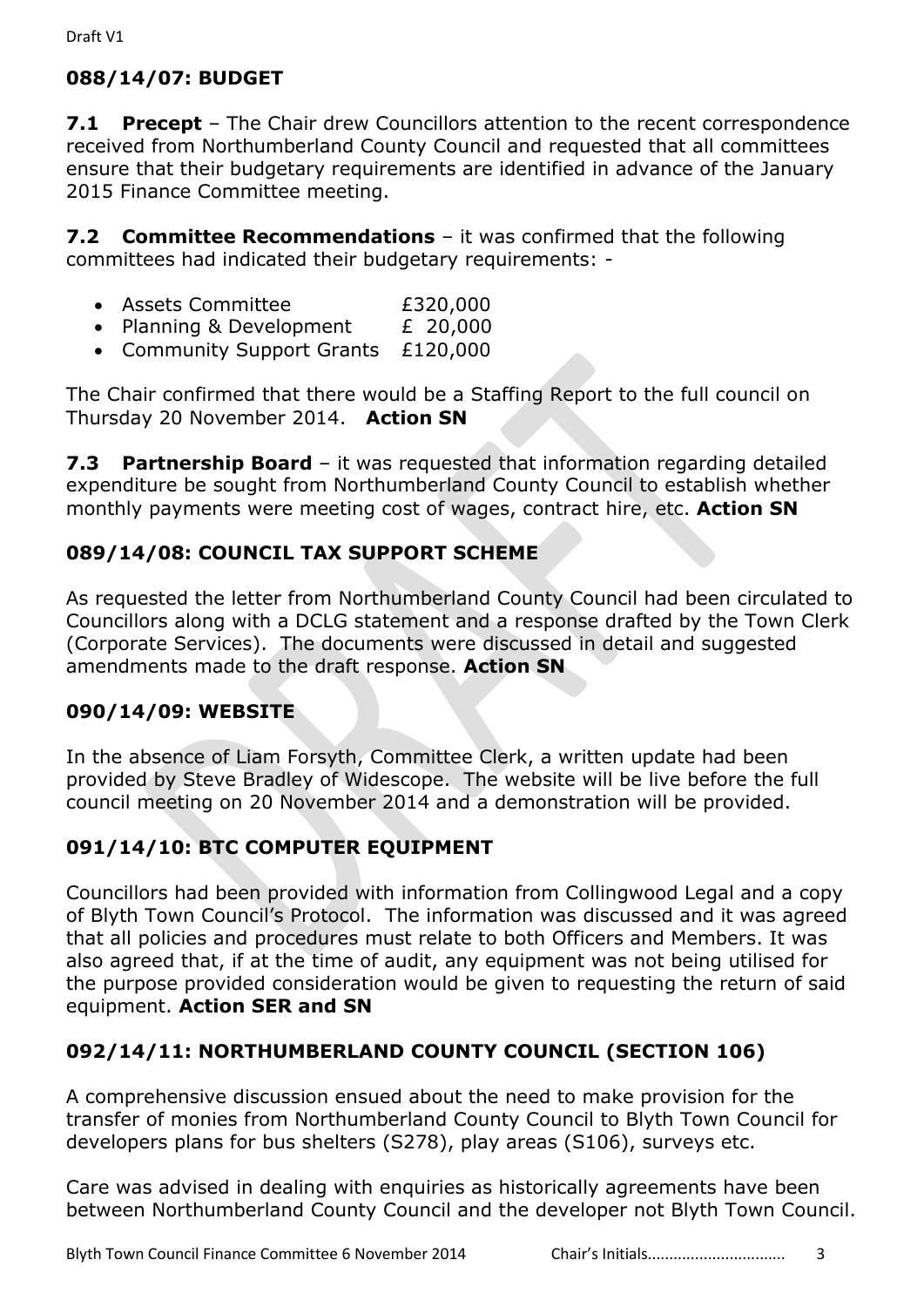## 088/14/07: BUDGET

**7.1 Precept** – The Chair drew Councillors attention to the recent correspondence received from Northumberland County Council and requested that all committees ensure that their budgetary requirements are identified in advance of the January 2015 Finance Committee meeting.

**7.2 Committee Recommendations** – it was confirmed that the following committees had indicated their budgetary requirements: -

- Assets Committee £320,000
- Planning & Development £ 20,000
- Community Support Grants £120,000

The Chair confirmed that there would be a Staffing Report to the full council on Thursday 20 November 2014. **Action SN**

**7.3 Partnership Board** – it was requested that information regarding detailed expenditure be sought from Northumberland County Council to establish whether monthly payments were meeting cost of wages, contract hire, etc. **Action SN**

## 089/14/08: COUNCIL TAX SUPPORT SCHEME

As requested the letter from Northumberland County Council had been circulated to Councillors along with a DCLG statement and a response drafted by the Town Clerk (Corporate Services). The documents were discussed in detail and suggested amendments made to the draft response. **Action SN**

## 090/14/09: WEBSITE

In the absence of Liam Forsyth, Committee Clerk, a written update had been provided by Steve Bradley of Widescope. The website will be live before the full council meeting on 20 November 2014 and a demonstration will be provided.

## 091/14/10: BTC COMPUTER EQUIPMENT

Councillors had been provided with information from Collingwood Legal and a copy of Blyth Town Council's Protocol. The information was discussed and it was agreed that all policies and procedures must relate to both Officers and Members. It was also agreed that, if at the time of audit, any equipment was not being utilised for the purpose provided consideration would be given to requesting the return of said equipment. **Action SER and SN**

## 092/14/11: NORTHUMBERLAND COUNTY COUNCIL (SECTION 106)

A comprehensive discussion ensued about the need to make provision for the transfer of monies from Northumberland County Council to Blyth Town Council for developers plans for bus shelters (S278), play areas (S106), surveys etc.

Care was advised in dealing with enquiries as historically agreements have been between Northumberland County Council and the developer not Blyth Town Council.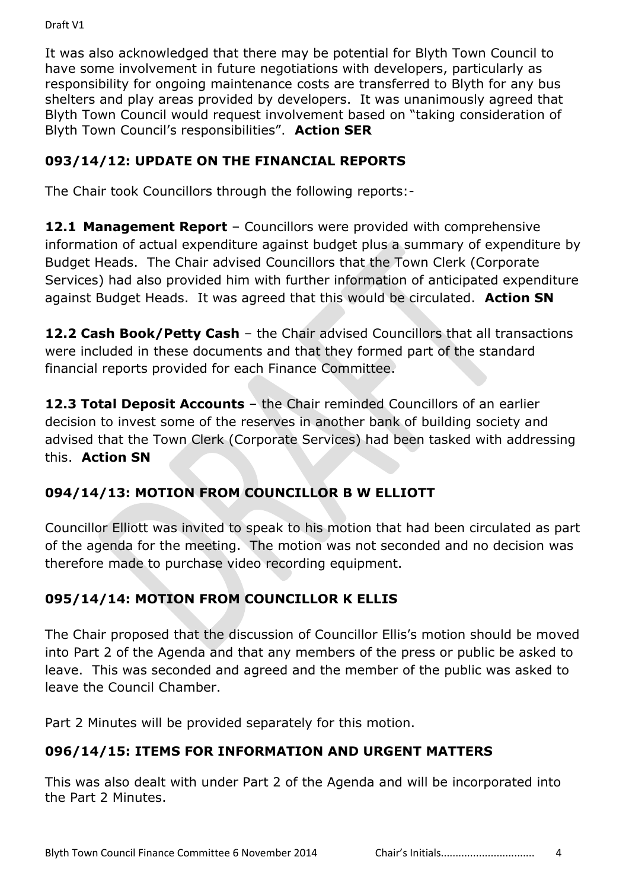It was also acknowledged that there may be potential for Blyth Town Council to have some involvement in future negotiations with developers, particularly as responsibility for ongoing maintenance costs are transferred to Blyth for any bus shelters and play areas provided by developers. It was unanimously agreed that Blyth Town Council would request involvement based on "taking consideration of Blyth Town Council's responsibilities". **Action SER**

## 093/14/12: UPDATE ON THE FINANCIAL REPORTS

The Chair took Councillors through the following reports:-

**12.1 Management Report** – Councillors were provided with comprehensive information of actual expenditure against budget plus a summary of expenditure by Budget Heads. The Chair advised Councillors that the Town Clerk (Corporate Services) had also provided him with further information of anticipated expenditure against Budget Heads. It was agreed that this would be circulated. **Action SN**

**12.2 Cash Book/Petty Cash** – the Chair advised Councillors that all transactions were included in these documents and that they formed part of the standard financial reports provided for each Finance Committee.

**12.3 Total Deposit Accounts** – the Chair reminded Councillors of an earlier decision to invest some of the reserves in another bank of building society and advised that the Town Clerk (Corporate Services) had been tasked with addressing this. **Action SN**

## 094/14/13: MOTION FROM COUNCILLOR B W ELLIOTT

Councillor Elliott was invited to speak to his motion that had been circulated as part of the agenda for the meeting. The motion was not seconded and no decision was therefore made to purchase video recording equipment.

## 095/14/14: MOTION FROM COUNCILLOR K ELLIS

The Chair proposed that the discussion of Councillor Ellis's motion should be moved into Part 2 of the Agenda and that any members of the press or public be asked to leave. This was seconded and agreed and the member of the public was asked to leave the Council Chamber.

Part 2 Minutes will be provided separately for this motion.

## 096/14/15: ITEMS FOR INFORMATION AND URGENT MATTERS

This was also dealt with under Part 2 of the Agenda and will be incorporated into the Part 2 Minutes.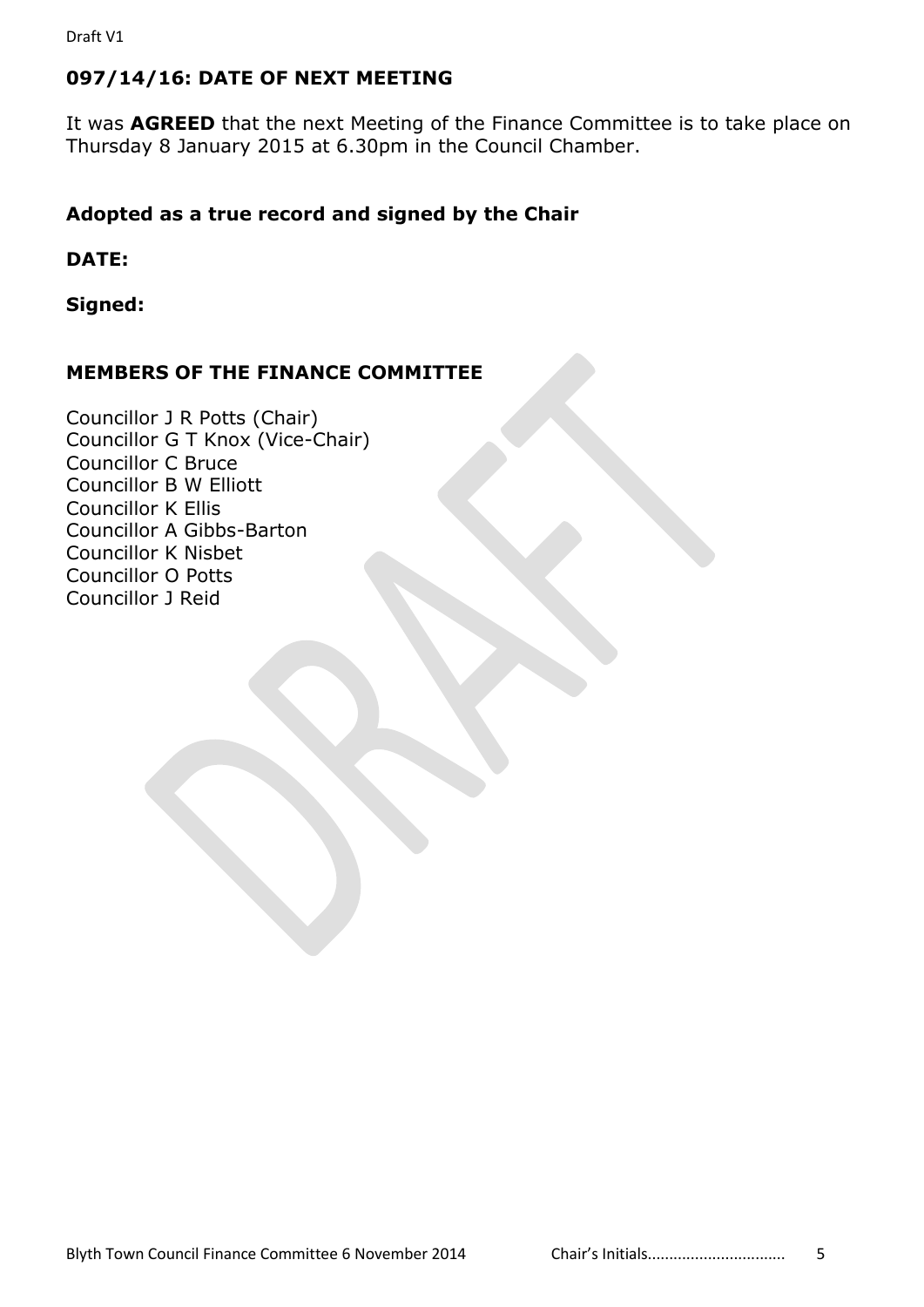### 097/14/16: DATE OF NEXT MEETING

It was **AGREED** that the next Meeting of the Finance Committee is to take place on Thursday 8 January 2015 at 6.30pm in the Council Chamber.

**Adopted as a true record and signed by the Chair**

**DATE:**

**Signed:**

### MEMBERS OF THE FINANCE COMMITTEE

Councillor J R Potts (Chair)
Councillor G T Knox (Vice-Chair)
Councillor C Bruce
Councillor B W Elliott
Councillor K Ellis
Councillor A Gibbs-Barton
Councillor K Nisbet
Councillor O Potts
Councillor J Reid